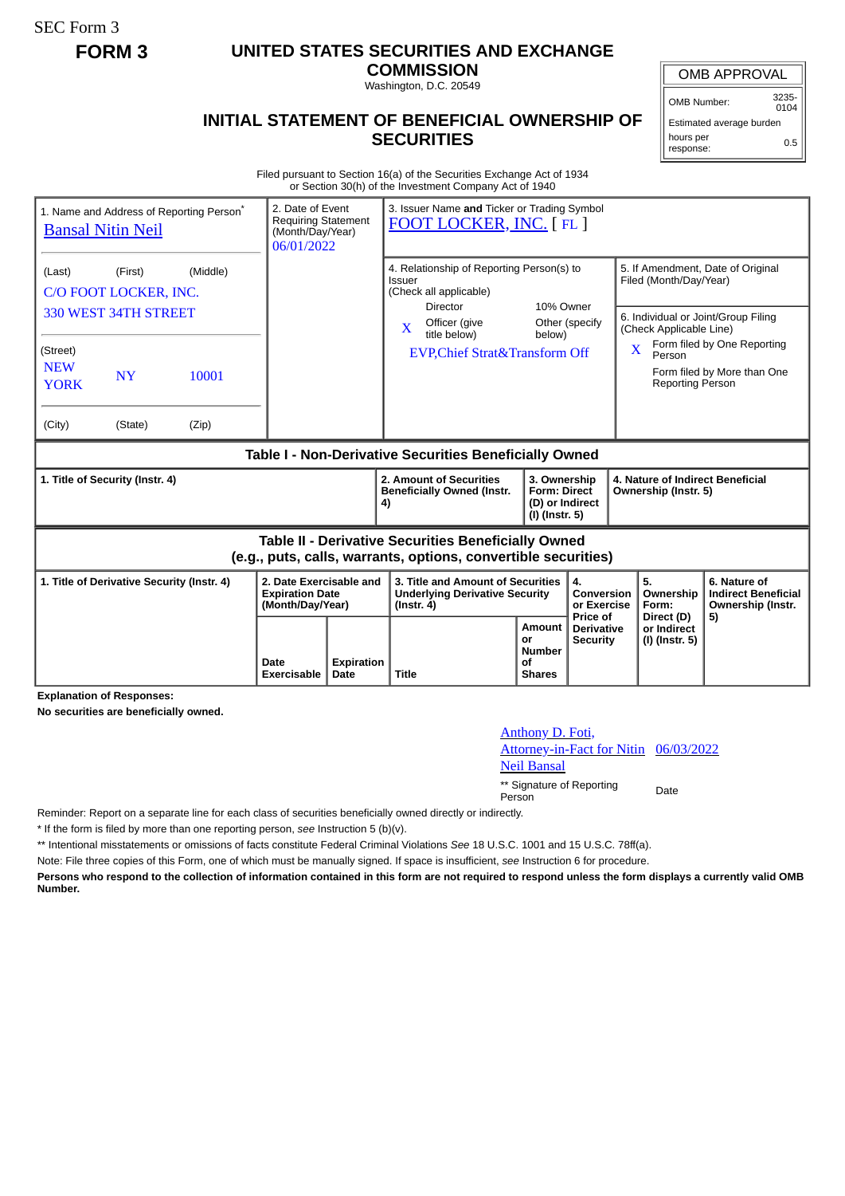SEC Form 3

**FORM 3**

# UNITED STATES SECURITIES AND EXCHANGE COMMISSION

Washington, D.C. 20549

## INITIAL STATEMENT OF BENEFICIAL OWNERSHIP OF SECURITIES

| OMB APPROVAL | |
|---|---|
| OMB Number: | 3235-0104 |
| Estimated average burden | |
| hours per response: | 0.5 |

Filed pursuant to Section 16(a) of the Securities Exchange Act of 1934 or Section 30(h) of the Investment Company Act of 1940

| 1. Name and Address of Reporting Person* | 2. Date of Event Requiring Statement (Month/Day/Year) | 3. Issuer Name **and** Ticker or Trading Symbol |
|---|---|---|
| Bansal Nitin Neil | 06/01/2022 | FOOT LOCKER, INC. [ FL ] |
| (Last) (First) (Middle) C/O FOOT LOCKER, INC. 330 WEST 34TH STREET | | 4. Relationship of Reporting Person(s) to Issuer (Check all applicable) Director; 10% Owner; X Officer (give title below); Other (specify below) — EVP,Chief Strat&Transform Off |
| (Street) NEW YORK NY 10001 | | 5. If Amendment, Date of Original Filed (Month/Day/Year) |
| (City) (State) (Zip) | | 6. Individual or Joint/Group Filing (Check Applicable Line) X Form filed by One Reporting Person; Form filed by More than One Reporting Person |

**Table I - Non-Derivative Securities Beneficially Owned**

| 1. Title of Security (Instr. 4) | 2. Amount of Securities Beneficially Owned (Instr. 4) | 3. Ownership Form: Direct (D) or Indirect (I) (Instr. 5) | 4. Nature of Indirect Beneficial Ownership (Instr. 5) |
|---|---|---|---|

**Table II - Derivative Securities Beneficially Owned (e.g., puts, calls, warrants, options, convertible securities)**

| 1. Title of Derivative Security (Instr. 4) | 2. Date Exercisable and Expiration Date (Month/Day/Year) | | 3. Title and Amount of Securities Underlying Derivative Security (Instr. 4) | | 4. Conversion or Exercise Price of Derivative Security | 5. Ownership Form: Direct (D) or Indirect (I) (Instr. 5) | 6. Nature of Indirect Beneficial Ownership (Instr. 5) |
|---|---|---|---|---|---|---|---|
| | Date Exercisable | Expiration Date | Title | Amount or Number of Shares | | | |

**Explanation of Responses:**

**No securities are beneficially owned.**

| Anthony D. Foti, Attorney-in-Fact for Nitin Neil Bansal | 06/03/2022 |
|---|---|
| ** Signature of Reporting Person | Date |

Reminder: Report on a separate line for each class of securities beneficially owned directly or indirectly.

\* If the form is filed by more than one reporting person, *see* Instruction 5 (b)(v).

** Intentional misstatements or omissions of facts constitute Federal Criminal Violations *See* 18 U.S.C. 1001 and 15 U.S.C. 78ff(a).

Note: File three copies of this Form, one of which must be manually signed. If space is insufficient, *see* Instruction 6 for procedure.

**Persons who respond to the collection of information contained in this form are not required to respond unless the form displays a currently valid OMB Number.**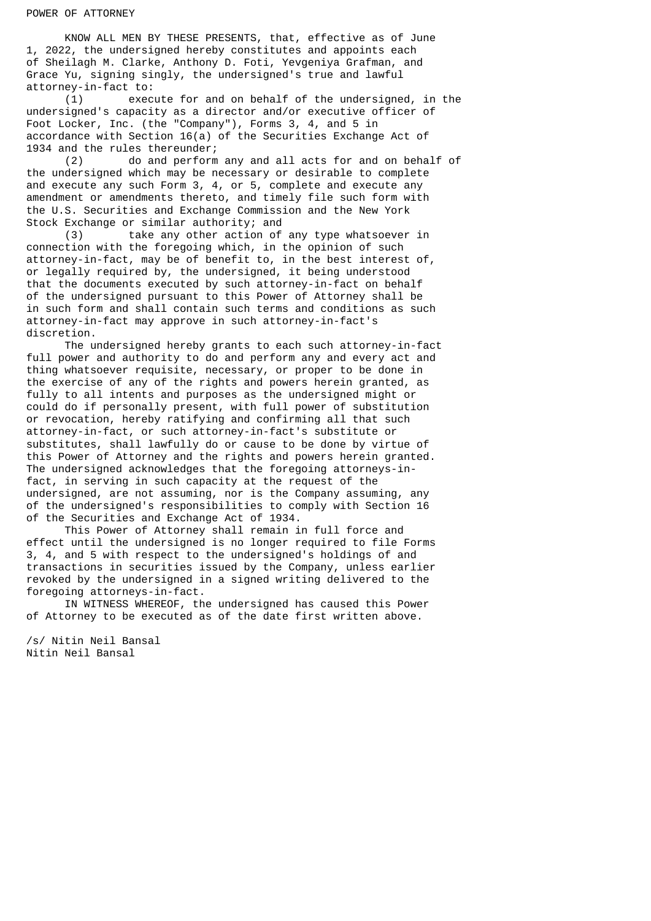POWER OF ATTORNEY

KNOW ALL MEN BY THESE PRESENTS, that, effective as of June 1, 2022, the undersigned hereby constitutes and appoints each of Sheilagh M. Clarke, Anthony D. Foti, Yevgeniya Grafman, and Grace Yu, signing singly, the undersigned's true and lawful attorney-in-fact to:

(1) execute for and on behalf of the undersigned, in the undersigned's capacity as a director and/or executive officer of Foot Locker, Inc. (the "Company"), Forms 3, 4, and 5 in accordance with Section 16(a) of the Securities Exchange Act of 1934 and the rules thereunder;

(2) do and perform any and all acts for and on behalf of the undersigned which may be necessary or desirable to complete and execute any such Form 3, 4, or 5, complete and execute any amendment or amendments thereto, and timely file such form with the U.S. Securities and Exchange Commission and the New York Stock Exchange or similar authority; and

(3) take any other action of any type whatsoever in connection with the foregoing which, in the opinion of such attorney-in-fact, may be of benefit to, in the best interest of, or legally required by, the undersigned, it being understood that the documents executed by such attorney-in-fact on behalf of the undersigned pursuant to this Power of Attorney shall be in such form and shall contain such terms and conditions as such attorney-in-fact may approve in such attorney-in-fact's discretion.

The undersigned hereby grants to each such attorney-in-fact full power and authority to do and perform any and every act and thing whatsoever requisite, necessary, or proper to be done in the exercise of any of the rights and powers herein granted, as fully to all intents and purposes as the undersigned might or could do if personally present, with full power of substitution or revocation, hereby ratifying and confirming all that such attorney-in-fact, or such attorney-in-fact's substitute or substitutes, shall lawfully do or cause to be done by virtue of this Power of Attorney and the rights and powers herein granted. The undersigned acknowledges that the foregoing attorneys-in-fact, in serving in such capacity at the request of the undersigned, are not assuming, nor is the Company assuming, any of the undersigned's responsibilities to comply with Section 16 of the Securities and Exchange Act of 1934.

This Power of Attorney shall remain in full force and effect until the undersigned is no longer required to file Forms 3, 4, and 5 with respect to the undersigned's holdings of and transactions in securities issued by the Company, unless earlier revoked by the undersigned in a signed writing delivered to the foregoing attorneys-in-fact.

IN WITNESS WHEREOF, the undersigned has caused this Power of Attorney to be executed as of the date first written above.

/s/ Nitin Neil Bansal
Nitin Neil Bansal